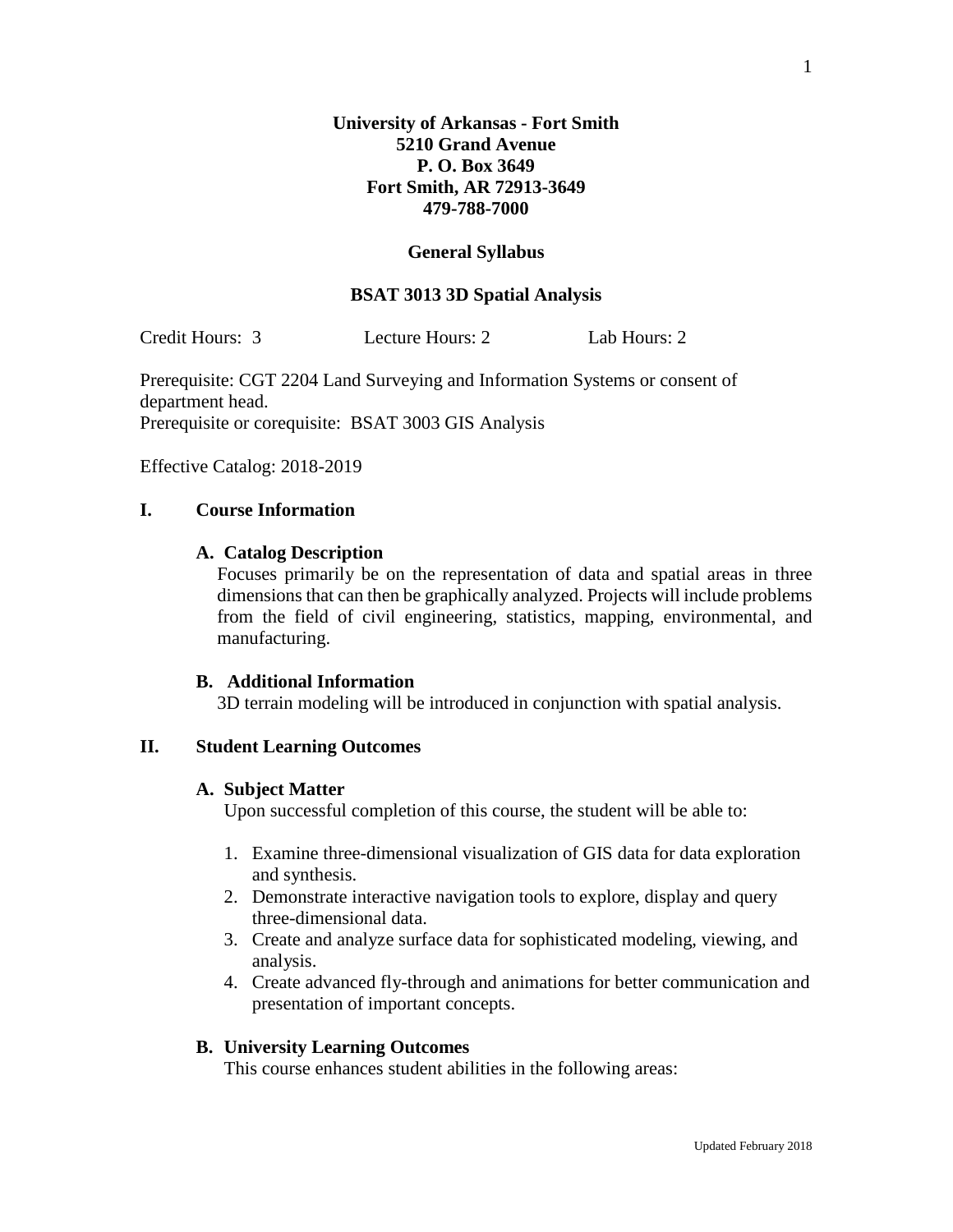**University of Arkansas - Fort Smith**
**5210 Grand Avenue**
**P. O. Box 3649**
**Fort Smith, AR 72913-3649**
**479-788-7000**

**General Syllabus**

**BSAT 3013 3D Spatial Analysis**

Credit Hours: 3 Lecture Hours: 2 Lab Hours: 2

Prerequisite: CGT 2204 Land Surveying and Information Systems or consent of department head.
Prerequisite or corequisite: BSAT 3003 GIS Analysis

Effective Catalog: 2018-2019

## I. Course Information

### A. Catalog Description

Focuses primarily be on the representation of data and spatial areas in three dimensions that can then be graphically analyzed. Projects will include problems from the field of civil engineering, statistics, mapping, environmental, and manufacturing.

### B. Additional Information

3D terrain modeling will be introduced in conjunction with spatial analysis.

## II. Student Learning Outcomes

### A. Subject Matter

Upon successful completion of this course, the student will be able to:

1. Examine three-dimensional visualization of GIS data for data exploration and synthesis.
2. Demonstrate interactive navigation tools to explore, display and query three-dimensional data.
3. Create and analyze surface data for sophisticated modeling, viewing, and analysis.
4. Create advanced fly-through and animations for better communication and presentation of important concepts.

### B. University Learning Outcomes

This course enhances student abilities in the following areas: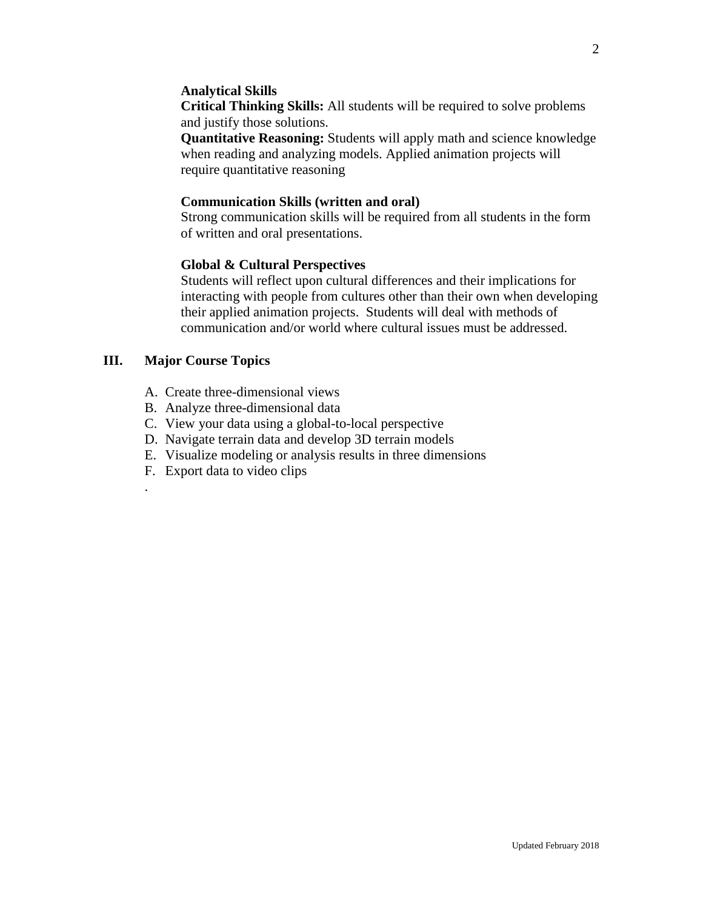**Analytical Skills**

**Critical Thinking Skills:** All students will be required to solve problems and justify those solutions.

**Quantitative Reasoning:** Students will apply math and science knowledge when reading and analyzing models. Applied animation projects will require quantitative reasoning

**Communication Skills (written and oral)**

Strong communication skills will be required from all students in the form of written and oral presentations.

**Global & Cultural Perspectives**

Students will reflect upon cultural differences and their implications for interacting with people from cultures other than their own when developing their applied animation projects. Students will deal with methods of communication and/or world where cultural issues must be addressed.

## III. Major Course Topics

A. Create three-dimensional views
B. Analyze three-dimensional data
C. View your data using a global-to-local perspective
D. Navigate terrain data and develop 3D terrain models
E. Visualize modeling or analysis results in three dimensions
F. Export data to video clips

.

Updated February 2018